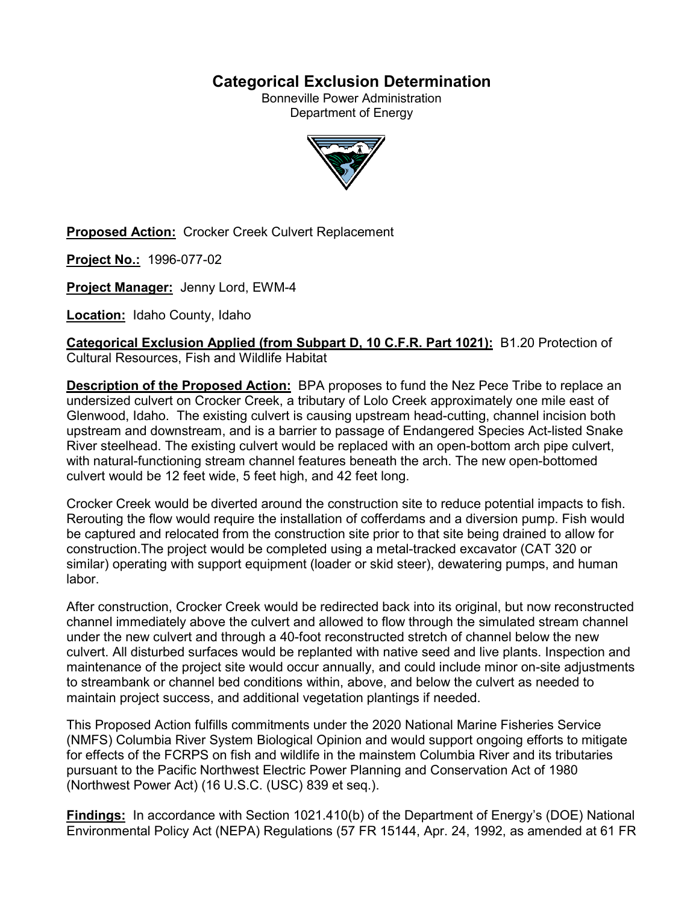# Categorical Exclusion Determination

Bonneville Power Administration
Department of Energy

**Proposed Action:** Crocker Creek Culvert Replacement

**Project No.:** 1996-077-02

**Project Manager:** Jenny Lord, EWM-4

**Location:** Idaho County, Idaho

**Categorical Exclusion Applied (from Subpart D, 10 C.F.R. Part 1021):** B1.20 Protection of Cultural Resources, Fish and Wildlife Habitat

**Description of the Proposed Action:** BPA proposes to fund the Nez Pece Tribe to replace an undersized culvert on Crocker Creek, a tributary of Lolo Creek approximately one mile east of Glenwood, Idaho. The existing culvert is causing upstream head-cutting, channel incision both upstream and downstream, and is a barrier to passage of Endangered Species Act-listed Snake River steelhead. The existing culvert would be replaced with an open-bottom arch pipe culvert, with natural-functioning stream channel features beneath the arch. The new open-bottomed culvert would be 12 feet wide, 5 feet high, and 42 feet long.

Crocker Creek would be diverted around the construction site to reduce potential impacts to fish. Rerouting the flow would require the installation of cofferdams and a diversion pump. Fish would be captured and relocated from the construction site prior to that site being drained to allow for construction.The project would be completed using a metal-tracked excavator (CAT 320 or similar) operating with support equipment (loader or skid steer), dewatering pumps, and human labor.

After construction, Crocker Creek would be redirected back into its original, but now reconstructed channel immediately above the culvert and allowed to flow through the simulated stream channel under the new culvert and through a 40-foot reconstructed stretch of channel below the new culvert. All disturbed surfaces would be replanted with native seed and live plants. Inspection and maintenance of the project site would occur annually, and could include minor on-site adjustments to streambank or channel bed conditions within, above, and below the culvert as needed to maintain project success, and additional vegetation plantings if needed.

This Proposed Action fulfills commitments under the 2020 National Marine Fisheries Service (NMFS) Columbia River System Biological Opinion and would support ongoing efforts to mitigate for effects of the FCRPS on fish and wildlife in the mainstem Columbia River and its tributaries pursuant to the Pacific Northwest Electric Power Planning and Conservation Act of 1980 (Northwest Power Act) (16 U.S.C. (USC) 839 et seq.).

**Findings:** In accordance with Section 1021.410(b) of the Department of Energy's (DOE) National Environmental Policy Act (NEPA) Regulations (57 FR 15144, Apr. 24, 1992, as amended at 61 FR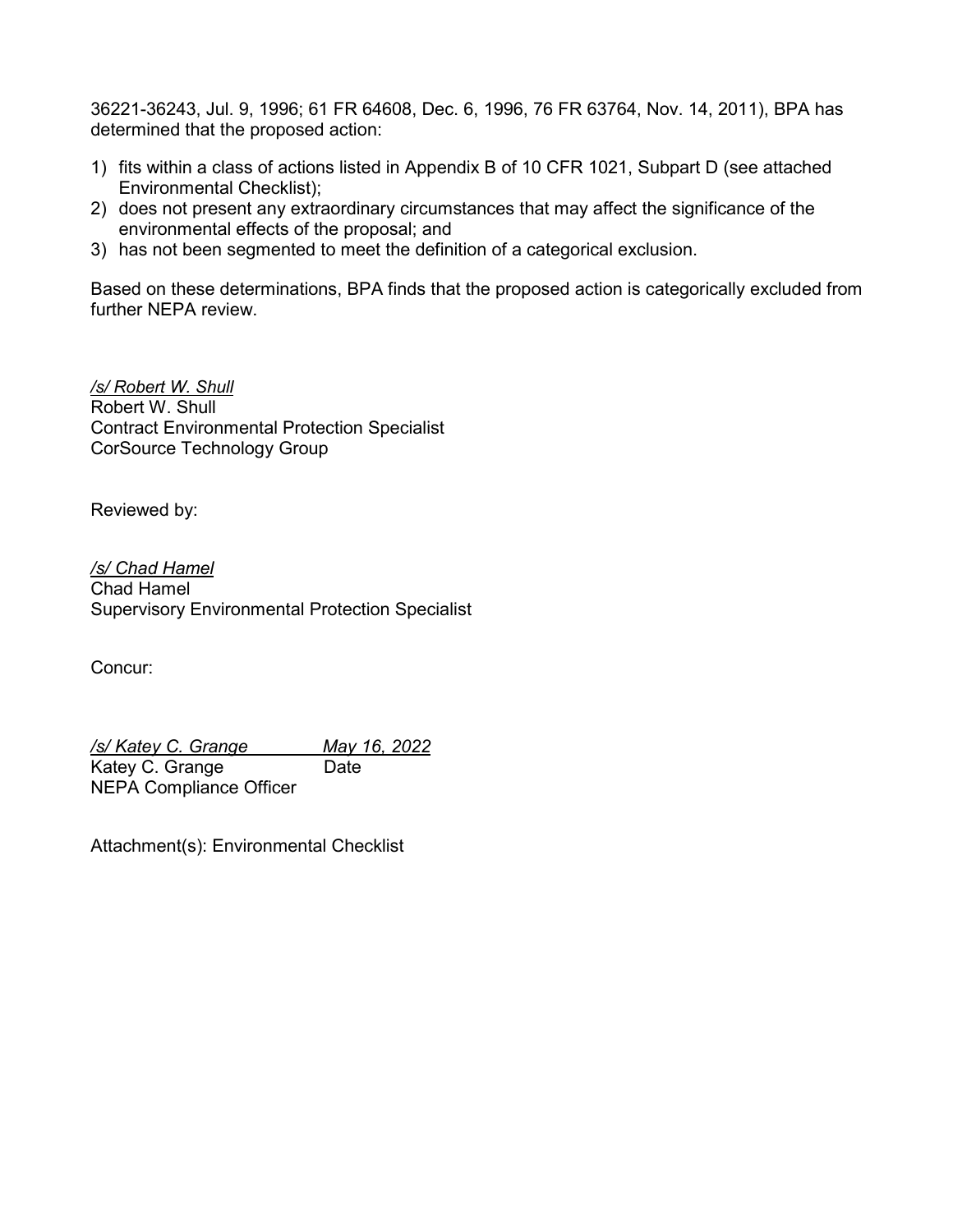36221-36243, Jul. 9, 1996; 61 FR 64608, Dec. 6, 1996, 76 FR 63764, Nov. 14, 2011), BPA has determined that the proposed action:

1) fits within a class of actions listed in Appendix B of 10 CFR 1021, Subpart D (see attached Environmental Checklist);
2) does not present any extraordinary circumstances that may affect the significance of the environmental effects of the proposal; and
3) has not been segmented to meet the definition of a categorical exclusion.

Based on these determinations, BPA finds that the proposed action is categorically excluded from further NEPA review.

*/s/ Robert W. Shull*
Robert W. Shull
Contract Environmental Protection Specialist
CorSource Technology Group

Reviewed by:

*/s/ Chad Hamel*
Chad Hamel
Supervisory Environmental Protection Specialist

Concur:

*/s/ Katey C. Grange* *May 16, 2022*
Katey C. Grange Date
NEPA Compliance Officer

Attachment(s): Environmental Checklist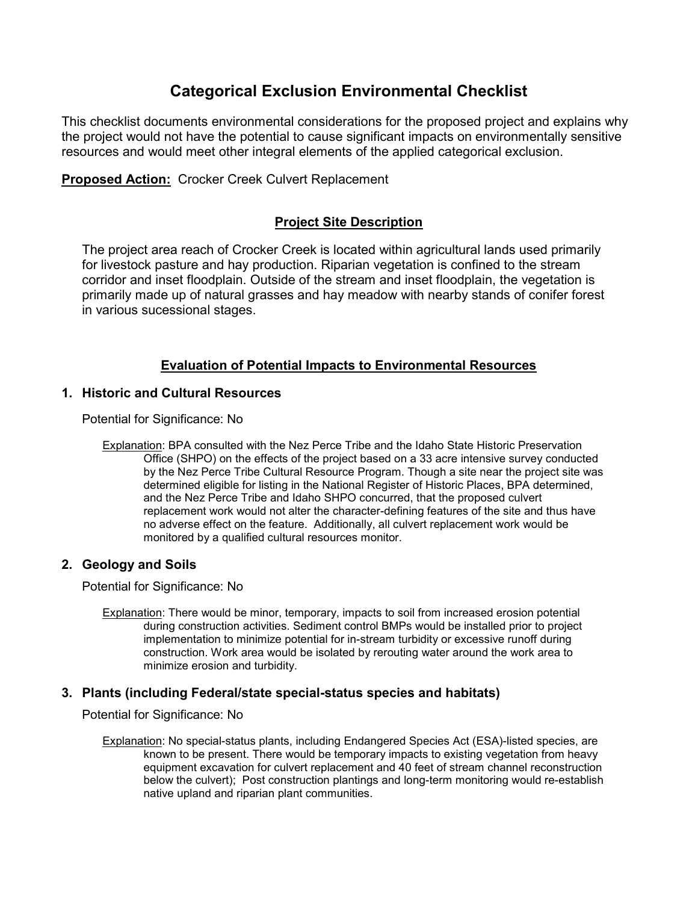# Categorical Exclusion Environmental Checklist

This checklist documents environmental considerations for the proposed project and explains why the project would not have the potential to cause significant impacts on environmentally sensitive resources and would meet other integral elements of the applied categorical exclusion.

**Proposed Action:** Crocker Creek Culvert Replacement

## Project Site Description

The project area reach of Crocker Creek is located within agricultural lands used primarily for livestock pasture and hay production. Riparian vegetation is confined to the stream corridor and inset floodplain. Outside of the stream and inset floodplain, the vegetation is primarily made up of natural grasses and hay meadow with nearby stands of conifer forest in various sucessional stages.

## Evaluation of Potential Impacts to Environmental Resources

### 1. Historic and Cultural Resources

Potential for Significance: No

Explanation: BPA consulted with the Nez Perce Tribe and the Idaho State Historic Preservation Office (SHPO) on the effects of the project based on a 33 acre intensive survey conducted by the Nez Perce Tribe Cultural Resource Program. Though a site near the project site was determined eligible for listing in the National Register of Historic Places, BPA determined, and the Nez Perce Tribe and Idaho SHPO concurred, that the proposed culvert replacement work would not alter the character-defining features of the site and thus have no adverse effect on the feature. Additionally, all culvert replacement work would be monitored by a qualified cultural resources monitor.

### 2. Geology and Soils

Potential for Significance: No

Explanation: There would be minor, temporary, impacts to soil from increased erosion potential during construction activities. Sediment control BMPs would be installed prior to project implementation to minimize potential for in-stream turbidity or excessive runoff during construction. Work area would be isolated by rerouting water around the work area to minimize erosion and turbidity.

### 3. Plants (including Federal/state special-status species and habitats)

Potential for Significance: No

Explanation: No special-status plants, including Endangered Species Act (ESA)-listed species, are known to be present. There would be temporary impacts to existing vegetation from heavy equipment excavation for culvert replacement and 40 feet of stream channel reconstruction below the culvert); Post construction plantings and long-term monitoring would re-establish native upland and riparian plant communities.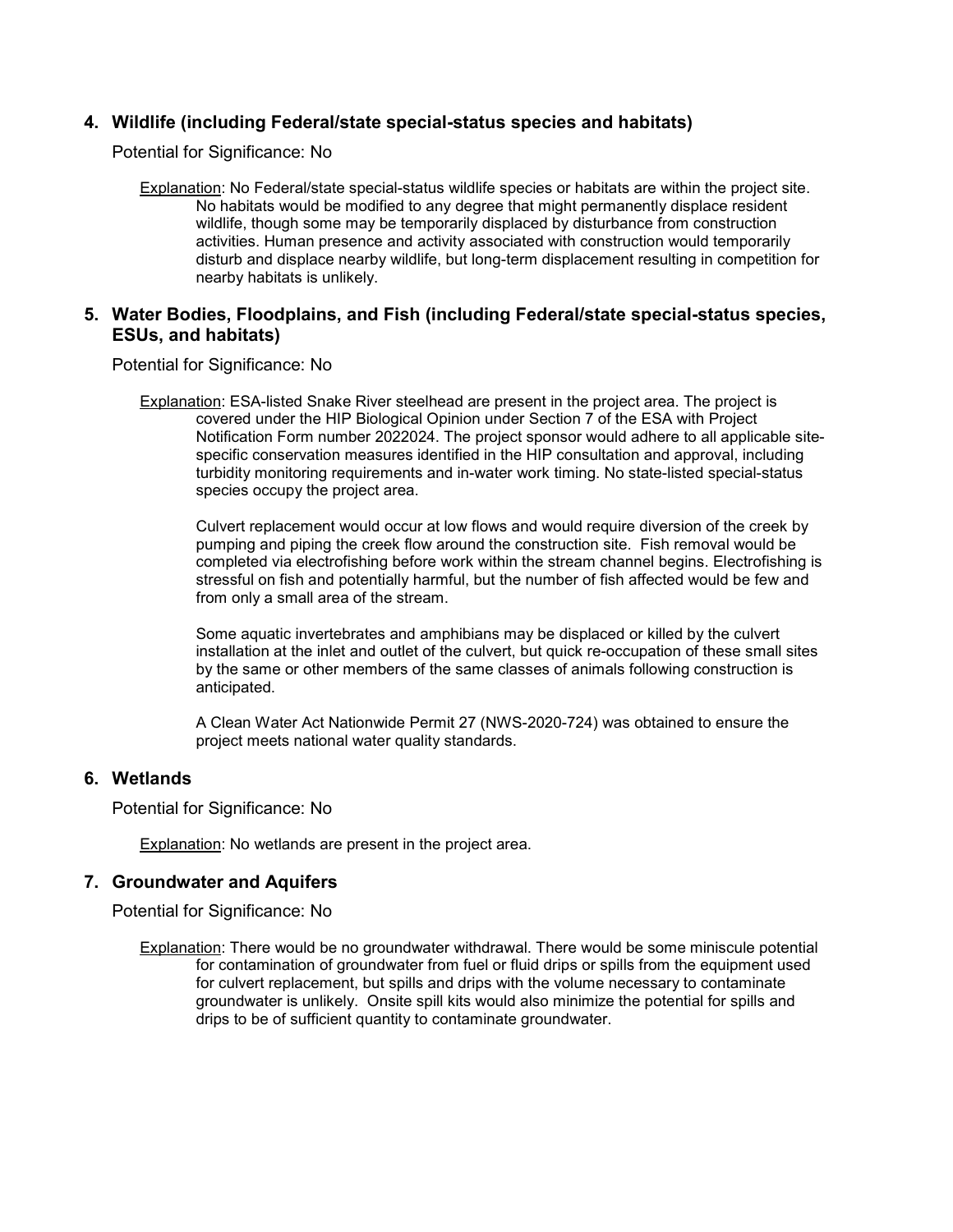## 4. Wildlife (including Federal/state special-status species and habitats)

Potential for Significance: No

Explanation: No Federal/state special-status wildlife species or habitats are within the project site. No habitats would be modified to any degree that might permanently displace resident wildlife, though some may be temporarily displaced by disturbance from construction activities. Human presence and activity associated with construction would temporarily disturb and displace nearby wildlife, but long-term displacement resulting in competition for nearby habitats is unlikely.

## 5. Water Bodies, Floodplains, and Fish (including Federal/state special-status species, ESUs, and habitats)

Potential for Significance: No

Explanation: ESA-listed Snake River steelhead are present in the project area. The project is covered under the HIP Biological Opinion under Section 7 of the ESA with Project Notification Form number 2022024. The project sponsor would adhere to all applicable site-specific conservation measures identified in the HIP consultation and approval, including turbidity monitoring requirements and in-water work timing. No state-listed special-status species occupy the project area.

Culvert replacement would occur at low flows and would require diversion of the creek by pumping and piping the creek flow around the construction site. Fish removal would be completed via electrofishing before work within the stream channel begins. Electrofishing is stressful on fish and potentially harmful, but the number of fish affected would be few and from only a small area of the stream.

Some aquatic invertebrates and amphibians may be displaced or killed by the culvert installation at the inlet and outlet of the culvert, but quick re-occupation of these small sites by the same or other members of the same classes of animals following construction is anticipated.

A Clean Water Act Nationwide Permit 27 (NWS-2020-724) was obtained to ensure the project meets national water quality standards.

## 6. Wetlands

Potential for Significance: No

Explanation: No wetlands are present in the project area.

## 7. Groundwater and Aquifers

Potential for Significance: No

Explanation: There would be no groundwater withdrawal. There would be some miniscule potential for contamination of groundwater from fuel or fluid drips or spills from the equipment used for culvert replacement, but spills and drips with the volume necessary to contaminate groundwater is unlikely. Onsite spill kits would also minimize the potential for spills and drips to be of sufficient quantity to contaminate groundwater.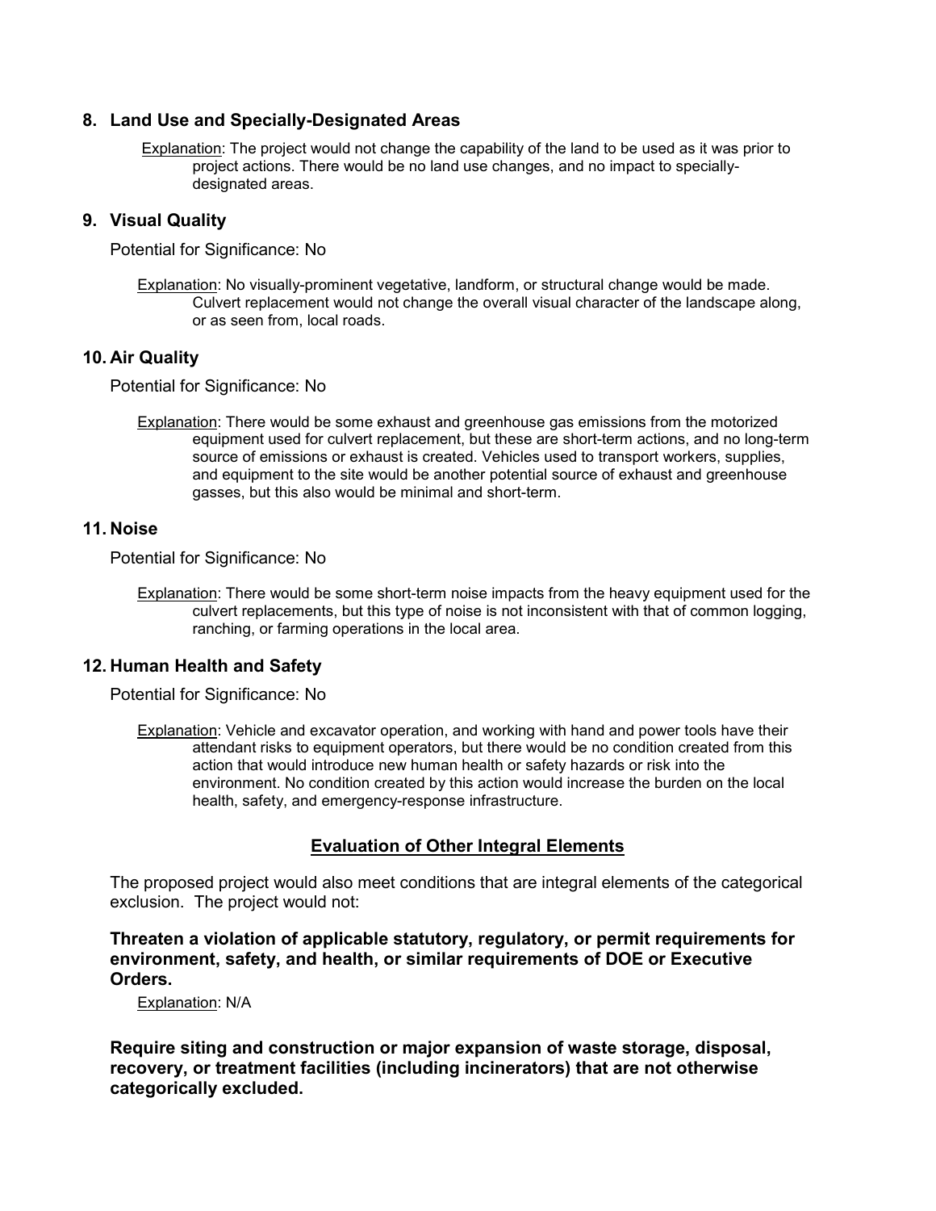## 8. Land Use and Specially-Designated Areas

Explanation: The project would not change the capability of the land to be used as it was prior to project actions. There would be no land use changes, and no impact to specially-designated areas.

## 9. Visual Quality

Potential for Significance: No

Explanation: No visually-prominent vegetative, landform, or structural change would be made. Culvert replacement would not change the overall visual character of the landscape along, or as seen from, local roads.

## 10. Air Quality

Potential for Significance: No

Explanation: There would be some exhaust and greenhouse gas emissions from the motorized equipment used for culvert replacement, but these are short-term actions, and no long-term source of emissions or exhaust is created. Vehicles used to transport workers, supplies, and equipment to the site would be another potential source of exhaust and greenhouse gasses, but this also would be minimal and short-term.

## 11. Noise

Potential for Significance: No

Explanation: There would be some short-term noise impacts from the heavy equipment used for the culvert replacements, but this type of noise is not inconsistent with that of common logging, ranching, or farming operations in the local area.

## 12. Human Health and Safety

Potential for Significance: No

Explanation: Vehicle and excavator operation, and working with hand and power tools have their attendant risks to equipment operators, but there would be no condition created from this action that would introduce new human health or safety hazards or risk into the environment. No condition created by this action would increase the burden on the local health, safety, and emergency-response infrastructure.

## Evaluation of Other Integral Elements

The proposed project would also meet conditions that are integral elements of the categorical exclusion. The project would not:

**Threaten a violation of applicable statutory, regulatory, or permit requirements for environment, safety, and health, or similar requirements of DOE or Executive Orders.**

Explanation: N/A

**Require siting and construction or major expansion of waste storage, disposal, recovery, or treatment facilities (including incinerators) that are not otherwise categorically excluded.**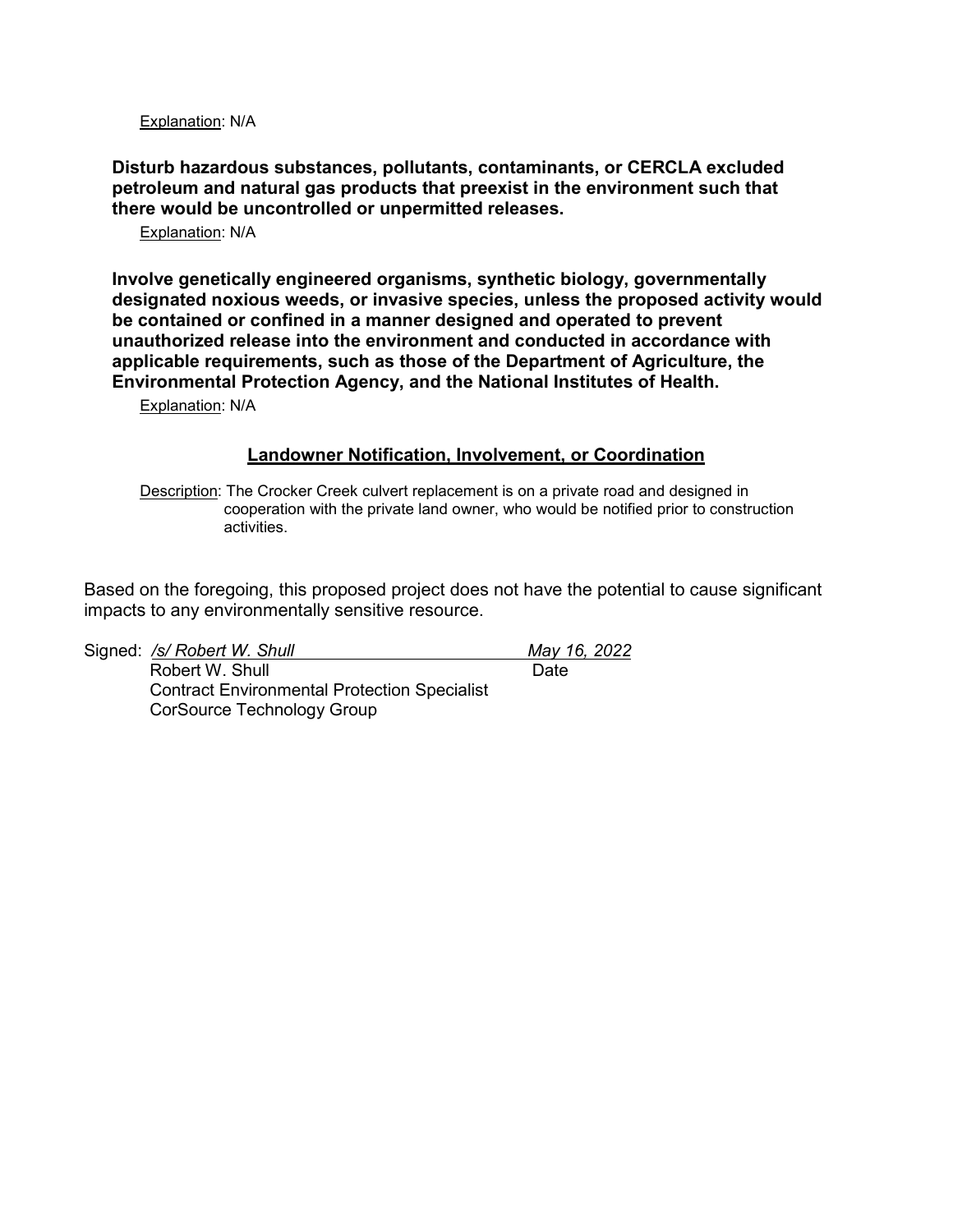Explanation: N/A

**Disturb hazardous substances, pollutants, contaminants, or CERCLA excluded petroleum and natural gas products that preexist in the environment such that there would be uncontrolled or unpermitted releases.**

Explanation: N/A

**Involve genetically engineered organisms, synthetic biology, governmentally designated noxious weeds, or invasive species, unless the proposed activity would be contained or confined in a manner designed and operated to prevent unauthorized release into the environment and conducted in accordance with applicable requirements, such as those of the Department of Agriculture, the Environmental Protection Agency, and the National Institutes of Health.**

Explanation: N/A

## Landowner Notification, Involvement, or Coordination

Description: The Crocker Creek culvert replacement is on a private road and designed in cooperation with the private land owner, who would be notified prior to construction activities.

Based on the foregoing, this proposed project does not have the potential to cause significant impacts to any environmentally sensitive resource.

Signed: */s/ Robert W. Shull* *May 16, 2022*
Robert W. Shull Date
Contract Environmental Protection Specialist
CorSource Technology Group